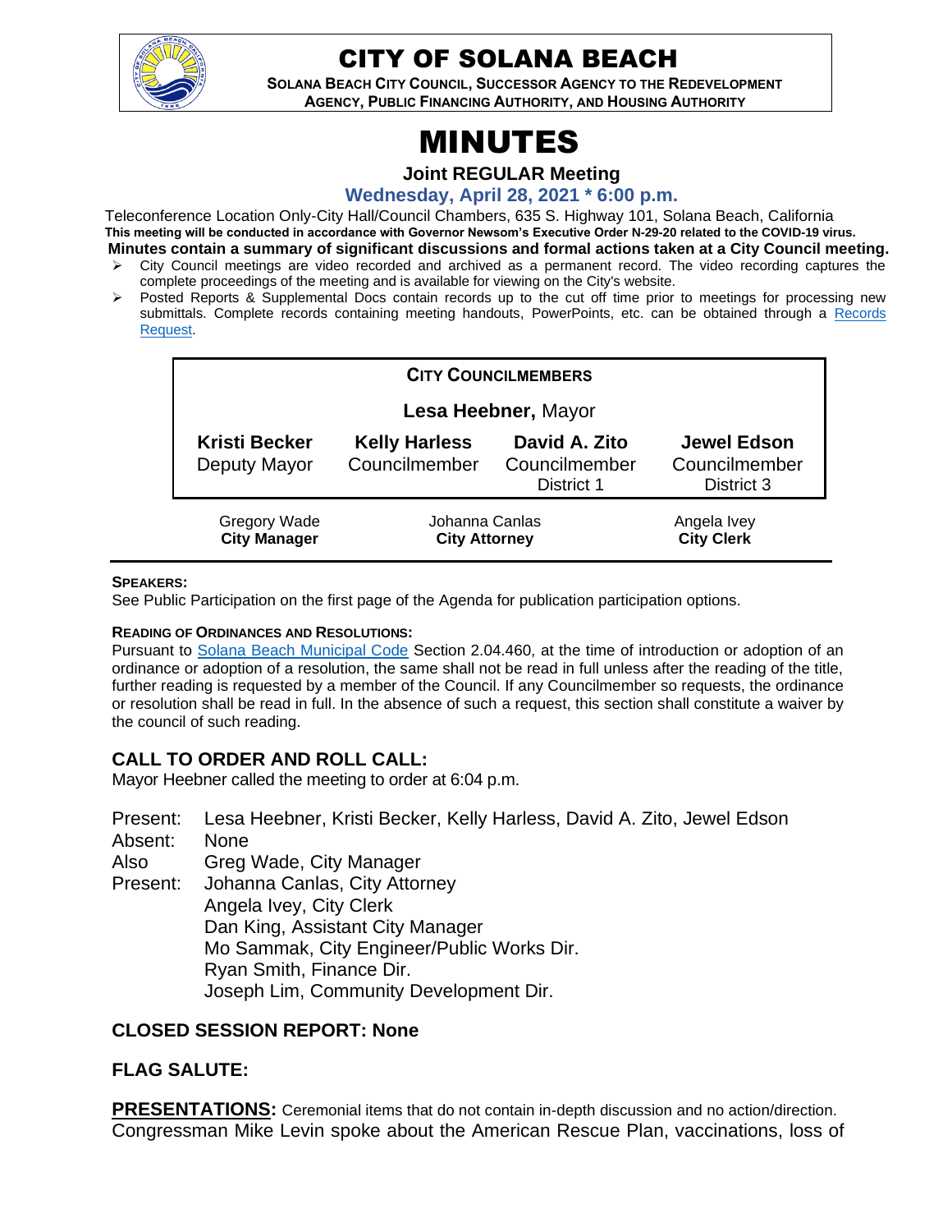# CITY OF SOLANA BEACH

**SOLANA BEACH CITY COUNCIL, SUCCESSOR AGENCY TO THE REDEVELOPMENT AGENCY, PUBLIC FINANCING AUTHORITY, AND HOUSING AUTHORITY**

# MINUTES

## Joint REGULAR Meeting

### Wednesday, April 28, 2021 * 6:00 p.m.

Teleconference Location Only-City Hall/Council Chambers, 635 S. Highway 101, Solana Beach, California

**This meeting will be conducted in accordance with Governor Newsom's Executive Order N-29-20 related to the COVID-19 virus.**

**Minutes contain a summary of significant discussions and formal actions taken at a City Council meeting.**

- City Council meetings are video recorded and archived as a permanent record. The video recording captures the complete proceedings of the meeting and is available for viewing on the City's website.
- Posted Reports & Supplemental Docs contain records up to the cut off time prior to meetings for processing new submittals. Complete records containing meeting handouts, PowerPoints, etc. can be obtained through a Records Request.

| CITY COUNCILMEMBERS | | | |
|---|---|---|---|
| | **Lesa Heebner,** Mayor | | |
| **Kristi Becker** Deputy Mayor | **Kelly Harless** Councilmember | **David A. Zito** Councilmember District 1 | **Jewel Edson** Councilmember District 3 |

| | | |
|---|---|---|
| Gregory Wade **City Manager** | Johanna Canlas **City Attorney** | Angela Ivey **City Clerk** |

**SPEAKERS:**

See Public Participation on the first page of the Agenda for publication participation options.

**READING OF ORDINANCES AND RESOLUTIONS:**

Pursuant to Solana Beach Municipal Code Section 2.04.460, at the time of introduction or adoption of an ordinance or adoption of a resolution, the same shall not be read in full unless after the reading of the title, further reading is requested by a member of the Council. If any Councilmember so requests, the ordinance or resolution shall be read in full. In the absence of such a request, this section shall constitute a waiver by the council of such reading.

## CALL TO ORDER AND ROLL CALL:

Mayor Heebner called the meeting to order at 6:04 p.m.

Present: Lesa Heebner, Kristi Becker, Kelly Harless, David A. Zito, Jewel Edson
Absent: None
Also Present: Greg Wade, City Manager
Johanna Canlas, City Attorney
Angela Ivey, City Clerk
Dan King, Assistant City Manager
Mo Sammak, City Engineer/Public Works Dir.
Ryan Smith, Finance Dir.
Joseph Lim, Community Development Dir.

## CLOSED SESSION REPORT: None

## FLAG SALUTE:

**PRESENTATIONS:** Ceremonial items that do not contain in-depth discussion and no action/direction.
Congressman Mike Levin spoke about the American Rescue Plan, vaccinations, loss of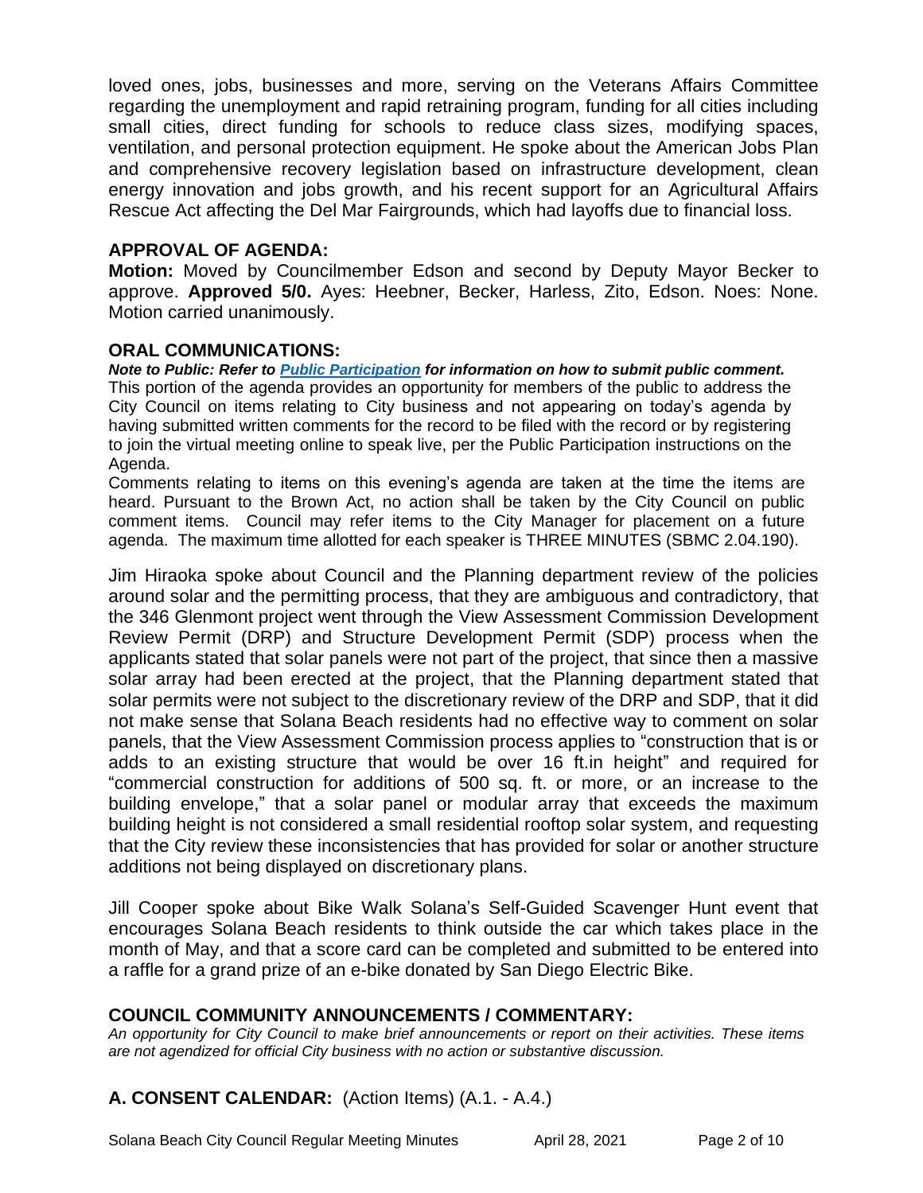loved ones, jobs, businesses and more, serving on the Veterans Affairs Committee regarding the unemployment and rapid retraining program, funding for all cities including small cities, direct funding for schools to reduce class sizes, modifying spaces, ventilation, and personal protection equipment. He spoke about the American Jobs Plan and comprehensive recovery legislation based on infrastructure development, clean energy innovation and jobs growth, and his recent support for an Agricultural Affairs Rescue Act affecting the Del Mar Fairgrounds, which had layoffs due to financial loss.

## APPROVAL OF AGENDA:

**Motion:** Moved by Councilmember Edson and second by Deputy Mayor Becker to approve. **Approved 5/0.** Ayes: Heebner, Becker, Harless, Zito, Edson. Noes: None. Motion carried unanimously.

## ORAL COMMUNICATIONS:

***Note to Public: Refer to [Public Participation]() for information on how to submit public comment.***
This portion of the agenda provides an opportunity for members of the public to address the City Council on items relating to City business and not appearing on today's agenda by having submitted written comments for the record to be filed with the record or by registering to join the virtual meeting online to speak live, per the Public Participation instructions on the Agenda.
Comments relating to items on this evening's agenda are taken at the time the items are heard. Pursuant to the Brown Act, no action shall be taken by the City Council on public comment items. Council may refer items to the City Manager for placement on a future agenda. The maximum time allotted for each speaker is THREE MINUTES (SBMC 2.04.190).

Jim Hiraoka spoke about Council and the Planning department review of the policies around solar and the permitting process, that they are ambiguous and contradictory, that the 346 Glenmont project went through the View Assessment Commission Development Review Permit (DRP) and Structure Development Permit (SDP) process when the applicants stated that solar panels were not part of the project, that since then a massive solar array had been erected at the project, that the Planning department stated that solar permits were not subject to the discretionary review of the DRP and SDP, that it did not make sense that Solana Beach residents had no effective way to comment on solar panels, that the View Assessment Commission process applies to "construction that is or adds to an existing structure that would be over 16 ft.in height" and required for "commercial construction for additions of 500 sq. ft. or more, or an increase to the building envelope," that a solar panel or modular array that exceeds the maximum building height is not considered a small residential rooftop solar system, and requesting that the City review these inconsistencies that has provided for solar or another structure additions not being displayed on discretionary plans.

Jill Cooper spoke about Bike Walk Solana's Self-Guided Scavenger Hunt event that encourages Solana Beach residents to think outside the car which takes place in the month of May, and that a score card can be completed and submitted to be entered into a raffle for a grand prize of an e-bike donated by San Diego Electric Bike.

## COUNCIL COMMUNITY ANNOUNCEMENTS / COMMENTARY:

*An opportunity for City Council to make brief announcements or report on their activities. These items are not agendized for official City business with no action or substantive discussion.*

## A. CONSENT CALENDAR: (Action Items) (A.1. - A.4.)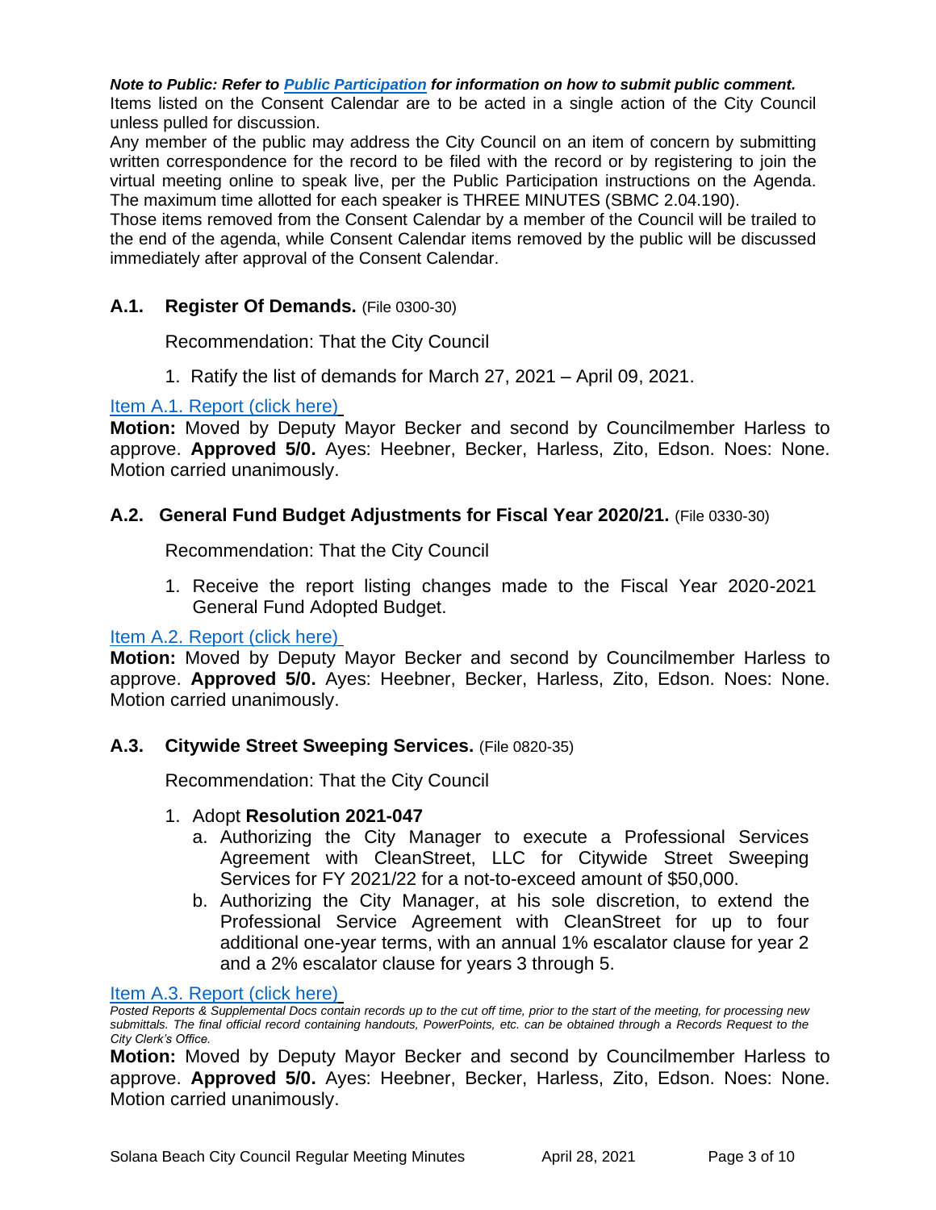***Note to Public: Refer to [Public Participation] for information on how to submit public comment.***

Items listed on the Consent Calendar are to be acted in a single action of the City Council unless pulled for discussion.

Any member of the public may address the City Council on an item of concern by submitting written correspondence for the record to be filed with the record or by registering to join the virtual meeting online to speak live, per the Public Participation instructions on the Agenda. The maximum time allotted for each speaker is THREE MINUTES (SBMC 2.04.190).

Those items removed from the Consent Calendar by a member of the Council will be trailed to the end of the agenda, while Consent Calendar items removed by the public will be discussed immediately after approval of the Consent Calendar.

### A.1. Register Of Demands. (File 0300-30)

Recommendation: That the City Council

1. Ratify the list of demands for March 27, 2021 – April 09, 2021.

Item A.1. Report (click here)

**Motion:** Moved by Deputy Mayor Becker and second by Councilmember Harless to approve. **Approved 5/0.** Ayes: Heebner, Becker, Harless, Zito, Edson. Noes: None. Motion carried unanimously.

### A.2. General Fund Budget Adjustments for Fiscal Year 2020/21. (File 0330-30)

Recommendation: That the City Council

1. Receive the report listing changes made to the Fiscal Year 2020-2021 General Fund Adopted Budget.

Item A.2. Report (click here)

**Motion:** Moved by Deputy Mayor Becker and second by Councilmember Harless to approve. **Approved 5/0.** Ayes: Heebner, Becker, Harless, Zito, Edson. Noes: None. Motion carried unanimously.

### A.3. Citywide Street Sweeping Services. (File 0820-35)

Recommendation: That the City Council

1. Adopt **Resolution 2021-047**
   a. Authorizing the City Manager to execute a Professional Services Agreement with CleanStreet, LLC for Citywide Street Sweeping Services for FY 2021/22 for a not-to-exceed amount of $50,000.
   b. Authorizing the City Manager, at his sole discretion, to extend the Professional Service Agreement with CleanStreet for up to four additional one-year terms, with an annual 1% escalator clause for year 2 and a 2% escalator clause for years 3 through 5.

Item A.3. Report (click here)

*Posted Reports & Supplemental Docs contain records up to the cut off time, prior to the start of the meeting, for processing new submittals. The final official record containing handouts, PowerPoints, etc. can be obtained through a Records Request to the City Clerk's Office.*

**Motion:** Moved by Deputy Mayor Becker and second by Councilmember Harless to approve. **Approved 5/0.** Ayes: Heebner, Becker, Harless, Zito, Edson. Noes: None. Motion carried unanimously.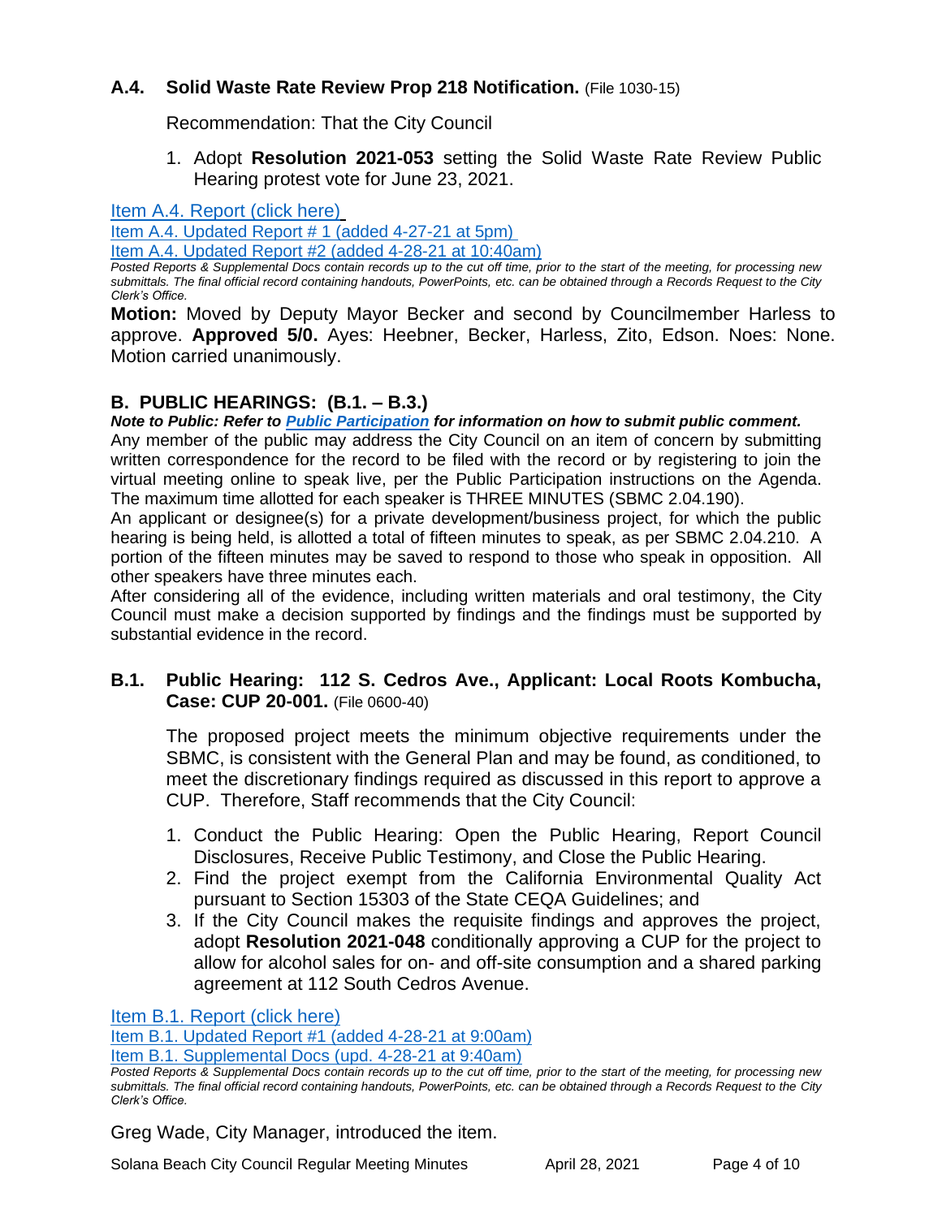### A.4. Solid Waste Rate Review Prop 218 Notification. (File 1030-15)

Recommendation: That the City Council

1. Adopt **Resolution 2021-053** setting the Solid Waste Rate Review Public Hearing protest vote for June 23, 2021.

[Item A.4. Report (click here)](#)
[Item A.4. Updated Report # 1 (added 4-27-21 at 5pm)](#)
[Item A.4. Updated Report #2 (added 4-28-21 at 10:40am)](#)

*Posted Reports & Supplemental Docs contain records up to the cut off time, prior to the start of the meeting, for processing new submittals. The final official record containing handouts, PowerPoints, etc. can be obtained through a Records Request to the City Clerk's Office.*

**Motion:** Moved by Deputy Mayor Becker and second by Councilmember Harless to approve. **Approved 5/0.** Ayes: Heebner, Becker, Harless, Zito, Edson. Noes: None. Motion carried unanimously.

## B. PUBLIC HEARINGS: (B.1. – B.3.)

***Note to Public: Refer to [Public Participation](#) for information on how to submit public comment.***

Any member of the public may address the City Council on an item of concern by submitting written correspondence for the record to be filed with the record or by registering to join the virtual meeting online to speak live, per the Public Participation instructions on the Agenda. The maximum time allotted for each speaker is THREE MINUTES (SBMC 2.04.190).

An applicant or designee(s) for a private development/business project, for which the public hearing is being held, is allotted a total of fifteen minutes to speak, as per SBMC 2.04.210. A portion of the fifteen minutes may be saved to respond to those who speak in opposition. All other speakers have three minutes each.

After considering all of the evidence, including written materials and oral testimony, the City Council must make a decision supported by findings and the findings must be supported by substantial evidence in the record.

### B.1. Public Hearing: 112 S. Cedros Ave., Applicant: Local Roots Kombucha, Case: CUP 20-001. (File 0600-40)

The proposed project meets the minimum objective requirements under the SBMC, is consistent with the General Plan and may be found, as conditioned, to meet the discretionary findings required as discussed in this report to approve a CUP. Therefore, Staff recommends that the City Council:

1. Conduct the Public Hearing: Open the Public Hearing, Report Council Disclosures, Receive Public Testimony, and Close the Public Hearing.
2. Find the project exempt from the California Environmental Quality Act pursuant to Section 15303 of the State CEQA Guidelines; and
3. If the City Council makes the requisite findings and approves the project, adopt **Resolution 2021-048** conditionally approving a CUP for the project to allow for alcohol sales for on- and off-site consumption and a shared parking agreement at 112 South Cedros Avenue.

[Item B.1. Report (click here)](#)
[Item B.1. Updated Report #1 (added 4-28-21 at 9:00am)](#)
[Item B.1. Supplemental Docs (upd. 4-28-21 at 9:40am)](#)

*Posted Reports & Supplemental Docs contain records up to the cut off time, prior to the start of the meeting, for processing new submittals. The final official record containing handouts, PowerPoints, etc. can be obtained through a Records Request to the City Clerk's Office.*

Greg Wade, City Manager, introduced the item.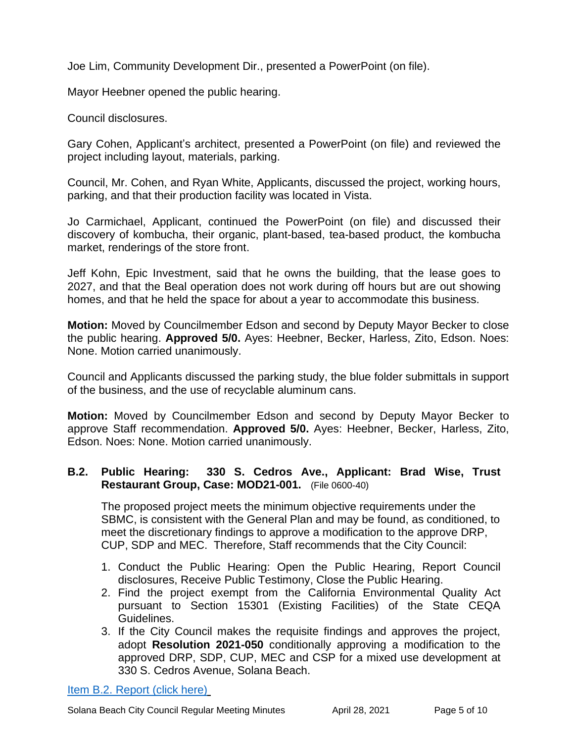Joe Lim, Community Development Dir., presented a PowerPoint (on file).

Mayor Heebner opened the public hearing.

Council disclosures.

Gary Cohen, Applicant's architect, presented a PowerPoint (on file) and reviewed the project including layout, materials, parking.

Council, Mr. Cohen, and Ryan White, Applicants, discussed the project, working hours, parking, and that their production facility was located in Vista.

Jo Carmichael, Applicant, continued the PowerPoint (on file) and discussed their discovery of kombucha, their organic, plant-based, tea-based product, the kombucha market, renderings of the store front.

Jeff Kohn, Epic Investment, said that he owns the building, that the lease goes to 2027, and that the Beal operation does not work during off hours but are out showing homes, and that he held the space for about a year to accommodate this business.

**Motion:** Moved by Councilmember Edson and second by Deputy Mayor Becker to close the public hearing. **Approved 5/0.** Ayes: Heebner, Becker, Harless, Zito, Edson. Noes: None. Motion carried unanimously.

Council and Applicants discussed the parking study, the blue folder submittals in support of the business, and the use of recyclable aluminum cans.

**Motion:** Moved by Councilmember Edson and second by Deputy Mayor Becker to approve Staff recommendation. **Approved 5/0.** Ayes: Heebner, Becker, Harless, Zito, Edson. Noes: None. Motion carried unanimously.

**B.2. Public Hearing: 330 S. Cedros Ave., Applicant: Brad Wise, Trust Restaurant Group, Case: MOD21-001.** (File 0600-40)

The proposed project meets the minimum objective requirements under the SBMC, is consistent with the General Plan and may be found, as conditioned, to meet the discretionary findings to approve a modification to the approve DRP, CUP, SDP and MEC. Therefore, Staff recommends that the City Council:

1. Conduct the Public Hearing: Open the Public Hearing, Report Council disclosures, Receive Public Testimony, Close the Public Hearing.
2. Find the project exempt from the California Environmental Quality Act pursuant to Section 15301 (Existing Facilities) of the State CEQA Guidelines.
3. If the City Council makes the requisite findings and approves the project, adopt **Resolution 2021-050** conditionally approving a modification to the approved DRP, SDP, CUP, MEC and CSP for a mixed use development at 330 S. Cedros Avenue, Solana Beach.

Item B.2. Report (click here)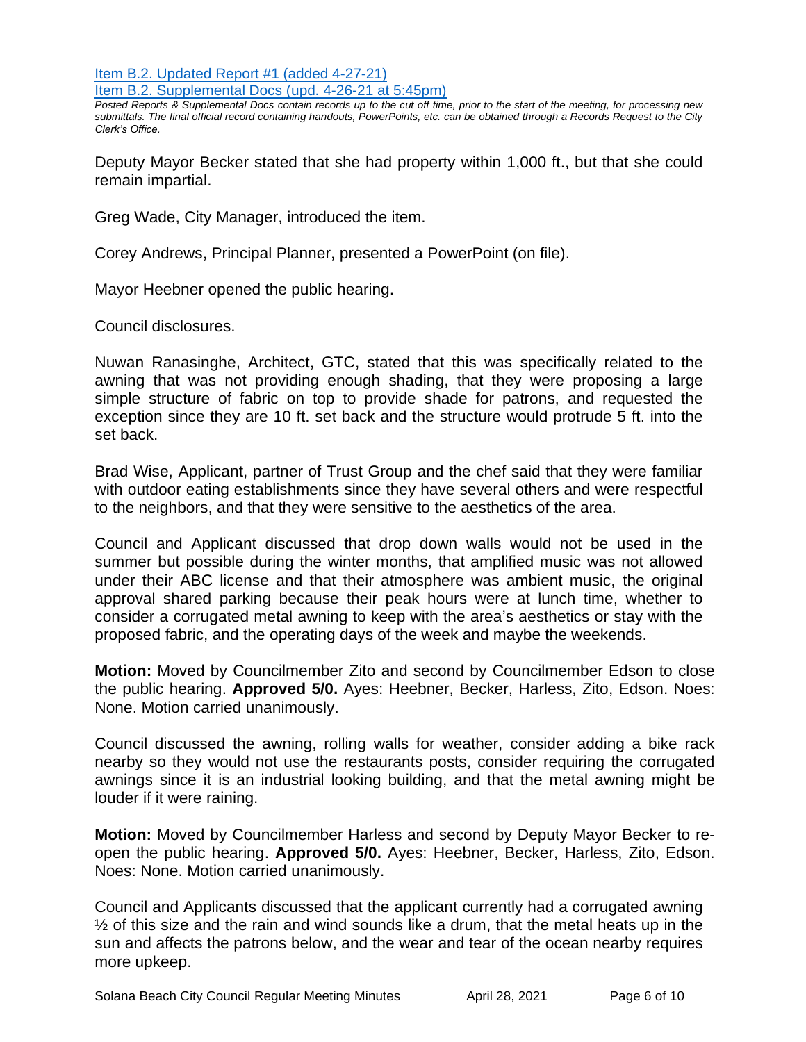[Item B.2. Updated Report #1 (added 4-27-21)](#)
[Item B.2. Supplemental Docs (upd. 4-26-21 at 5:45pm)](#)

*Posted Reports & Supplemental Docs contain records up to the cut off time, prior to the start of the meeting, for processing new submittals. The final official record containing handouts, PowerPoints, etc. can be obtained through a Records Request to the City Clerk's Office.*

Deputy Mayor Becker stated that she had property within 1,000 ft., but that she could remain impartial.

Greg Wade, City Manager, introduced the item.

Corey Andrews, Principal Planner, presented a PowerPoint (on file).

Mayor Heebner opened the public hearing.

Council disclosures.

Nuwan Ranasinghe, Architect, GTC, stated that this was specifically related to the awning that was not providing enough shading, that they were proposing a large simple structure of fabric on top to provide shade for patrons, and requested the exception since they are 10 ft. set back and the structure would protrude 5 ft. into the set back.

Brad Wise, Applicant, partner of Trust Group and the chef said that they were familiar with outdoor eating establishments since they have several others and were respectful to the neighbors, and that they were sensitive to the aesthetics of the area.

Council and Applicant discussed that drop down walls would not be used in the summer but possible during the winter months, that amplified music was not allowed under their ABC license and that their atmosphere was ambient music, the original approval shared parking because their peak hours were at lunch time, whether to consider a corrugated metal awning to keep with the area's aesthetics or stay with the proposed fabric, and the operating days of the week and maybe the weekends.

**Motion:** Moved by Councilmember Zito and second by Councilmember Edson to close the public hearing. **Approved 5/0.** Ayes: Heebner, Becker, Harless, Zito, Edson. Noes: None. Motion carried unanimously.

Council discussed the awning, rolling walls for weather, consider adding a bike rack nearby so they would not use the restaurants posts, consider requiring the corrugated awnings since it is an industrial looking building, and that the metal awning might be louder if it were raining.

**Motion:** Moved by Councilmember Harless and second by Deputy Mayor Becker to re-open the public hearing. **Approved 5/0.** Ayes: Heebner, Becker, Harless, Zito, Edson. Noes: None. Motion carried unanimously.

Council and Applicants discussed that the applicant currently had a corrugated awning ½ of this size and the rain and wind sounds like a drum, that the metal heats up in the sun and affects the patrons below, and the wear and tear of the ocean nearby requires more upkeep.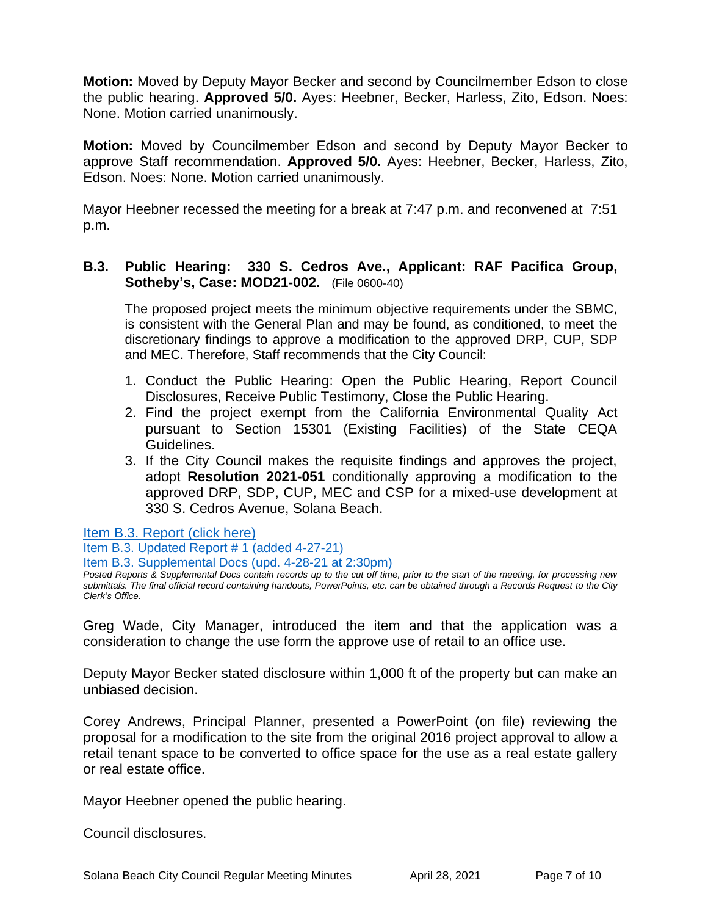**Motion:** Moved by Deputy Mayor Becker and second by Councilmember Edson to close the public hearing. **Approved 5/0.** Ayes: Heebner, Becker, Harless, Zito, Edson. Noes: None. Motion carried unanimously.

**Motion:** Moved by Councilmember Edson and second by Deputy Mayor Becker to approve Staff recommendation. **Approved 5/0.** Ayes: Heebner, Becker, Harless, Zito, Edson. Noes: None. Motion carried unanimously.

Mayor Heebner recessed the meeting for a break at 7:47 p.m. and reconvened at 7:51 p.m.

### B.3. Public Hearing: 330 S. Cedros Ave., Applicant: RAF Pacifica Group, Sotheby's, Case: MOD21-002. (File 0600-40)

The proposed project meets the minimum objective requirements under the SBMC, is consistent with the General Plan and may be found, as conditioned, to meet the discretionary findings to approve a modification to the approved DRP, CUP, SDP and MEC. Therefore, Staff recommends that the City Council:

1. Conduct the Public Hearing: Open the Public Hearing, Report Council Disclosures, Receive Public Testimony, Close the Public Hearing.
2. Find the project exempt from the California Environmental Quality Act pursuant to Section 15301 (Existing Facilities) of the State CEQA Guidelines.
3. If the City Council makes the requisite findings and approves the project, adopt **Resolution 2021-051** conditionally approving a modification to the approved DRP, SDP, CUP, MEC and CSP for a mixed-use development at 330 S. Cedros Avenue, Solana Beach.

Item B.3. Report (click here)
Item B.3. Updated Report # 1 (added 4-27-21)
Item B.3. Supplemental Docs (upd. 4-28-21 at 2:30pm)

*Posted Reports & Supplemental Docs contain records up to the cut off time, prior to the start of the meeting, for processing new submittals. The final official record containing handouts, PowerPoints, etc. can be obtained through a Records Request to the City Clerk's Office.*

Greg Wade, City Manager, introduced the item and that the application was a consideration to change the use form the approve use of retail to an office use.

Deputy Mayor Becker stated disclosure within 1,000 ft of the property but can make an unbiased decision.

Corey Andrews, Principal Planner, presented a PowerPoint (on file) reviewing the proposal for a modification to the site from the original 2016 project approval to allow a retail tenant space to be converted to office space for the use as a real estate gallery or real estate office.

Mayor Heebner opened the public hearing.

Council disclosures.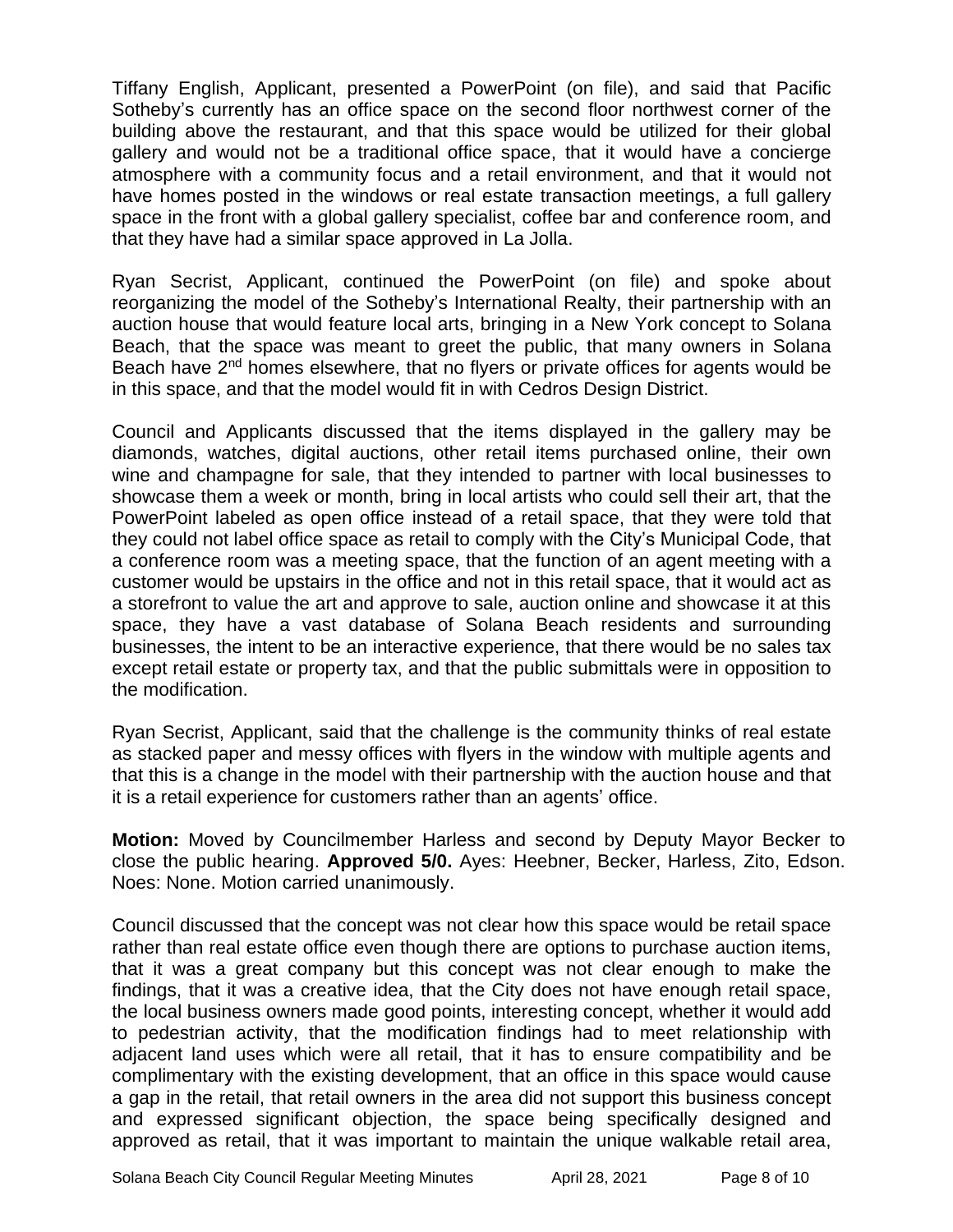Tiffany English, Applicant, presented a PowerPoint (on file), and said that Pacific Sotheby's currently has an office space on the second floor northwest corner of the building above the restaurant, and that this space would be utilized for their global gallery and would not be a traditional office space, that it would have a concierge atmosphere with a community focus and a retail environment, and that it would not have homes posted in the windows or real estate transaction meetings, a full gallery space in the front with a global gallery specialist, coffee bar and conference room, and that they have had a similar space approved in La Jolla.

Ryan Secrist, Applicant, continued the PowerPoint (on file) and spoke about reorganizing the model of the Sotheby's International Realty, their partnership with an auction house that would feature local arts, bringing in a New York concept to Solana Beach, that the space was meant to greet the public, that many owners in Solana Beach have 2nd homes elsewhere, that no flyers or private offices for agents would be in this space, and that the model would fit in with Cedros Design District.

Council and Applicants discussed that the items displayed in the gallery may be diamonds, watches, digital auctions, other retail items purchased online, their own wine and champagne for sale, that they intended to partner with local businesses to showcase them a week or month, bring in local artists who could sell their art, that the PowerPoint labeled as open office instead of a retail space, that they were told that they could not label office space as retail to comply with the City's Municipal Code, that a conference room was a meeting space, that the function of an agent meeting with a customer would be upstairs in the office and not in this retail space, that it would act as a storefront to value the art and approve to sale, auction online and showcase it at this space, they have a vast database of Solana Beach residents and surrounding businesses, the intent to be an interactive experience, that there would be no sales tax except retail estate or property tax, and that the public submittals were in opposition to the modification.

Ryan Secrist, Applicant, said that the challenge is the community thinks of real estate as stacked paper and messy offices with flyers in the window with multiple agents and that this is a change in the model with their partnership with the auction house and that it is a retail experience for customers rather than an agents' office.

**Motion:** Moved by Councilmember Harless and second by Deputy Mayor Becker to close the public hearing. **Approved 5/0.** Ayes: Heebner, Becker, Harless, Zito, Edson. Noes: None. Motion carried unanimously.

Council discussed that the concept was not clear how this space would be retail space rather than real estate office even though there are options to purchase auction items, that it was a great company but this concept was not clear enough to make the findings, that it was a creative idea, that the City does not have enough retail space, the local business owners made good points, interesting concept, whether it would add to pedestrian activity, that the modification findings had to meet relationship with adjacent land uses which were all retail, that it has to ensure compatibility and be complimentary with the existing development, that an office in this space would cause a gap in the retail, that retail owners in the area did not support this business concept and expressed significant objection, the space being specifically designed and approved as retail, that it was important to maintain the unique walkable retail area,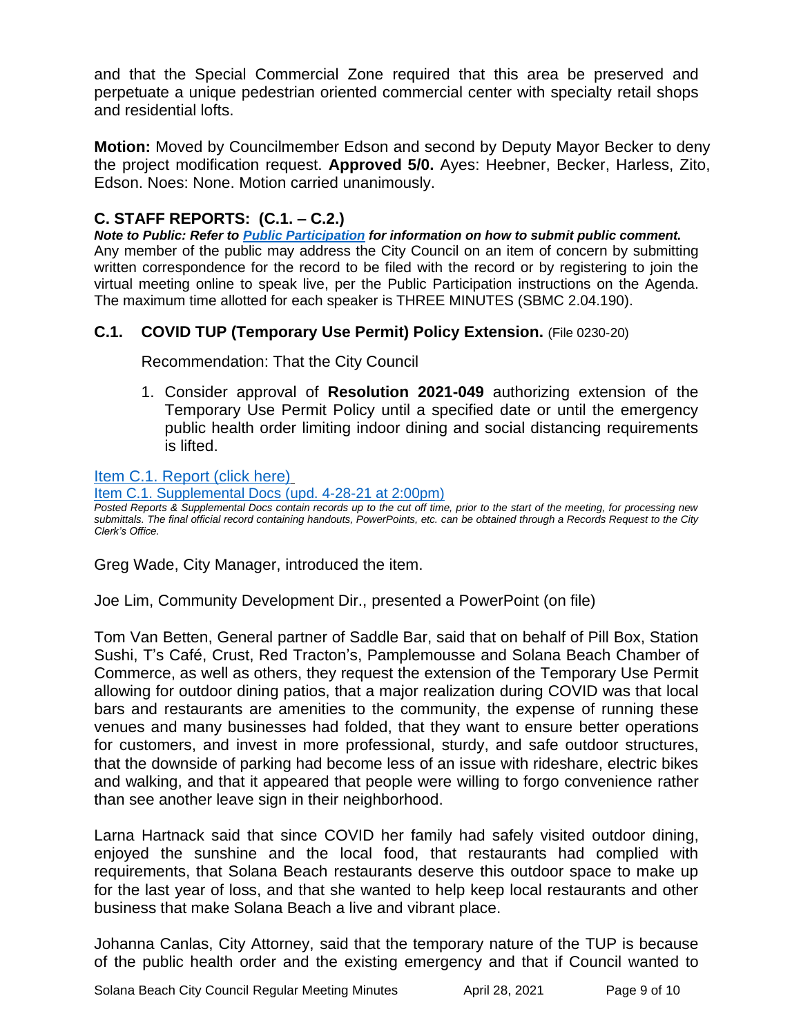and that the Special Commercial Zone required that this area be preserved and perpetuate a unique pedestrian oriented commercial center with specialty retail shops and residential lofts.

**Motion:** Moved by Councilmember Edson and second by Deputy Mayor Becker to deny the project modification request. **Approved 5/0.** Ayes: Heebner, Becker, Harless, Zito, Edson. Noes: None. Motion carried unanimously.

## C. STAFF REPORTS: (C.1. – C.2.)

***Note to Public: Refer to [Public Participation](#) for information on how to submit public comment.***
Any member of the public may address the City Council on an item of concern by submitting written correspondence for the record to be filed with the record or by registering to join the virtual meeting online to speak live, per the Public Participation instructions on the Agenda. The maximum time allotted for each speaker is THREE MINUTES (SBMC 2.04.190).

### C.1. COVID TUP (Temporary Use Permit) Policy Extension. (File 0230-20)

Recommendation: That the City Council

1. Consider approval of **Resolution 2021-049** authorizing extension of the Temporary Use Permit Policy until a specified date or until the emergency public health order limiting indoor dining and social distancing requirements is lifted.

[Item C.1. Report (click here)](#)
[Item C.1. Supplemental Docs (upd. 4-28-21 at 2:00pm)](#)
*Posted Reports & Supplemental Docs contain records up to the cut off time, prior to the start of the meeting, for processing new submittals. The final official record containing handouts, PowerPoints, etc. can be obtained through a Records Request to the City Clerk's Office.*

Greg Wade, City Manager, introduced the item.

Joe Lim, Community Development Dir., presented a PowerPoint (on file)

Tom Van Betten, General partner of Saddle Bar, said that on behalf of Pill Box, Station Sushi, T's Café, Crust, Red Tracton's, Pamplemousse and Solana Beach Chamber of Commerce, as well as others, they request the extension of the Temporary Use Permit allowing for outdoor dining patios, that a major realization during COVID was that local bars and restaurants are amenities to the community, the expense of running these venues and many businesses had folded, that they want to ensure better operations for customers, and invest in more professional, sturdy, and safe outdoor structures, that the downside of parking had become less of an issue with rideshare, electric bikes and walking, and that it appeared that people were willing to forgo convenience rather than see another leave sign in their neighborhood.

Larna Hartnack said that since COVID her family had safely visited outdoor dining, enjoyed the sunshine and the local food, that restaurants had complied with requirements, that Solana Beach restaurants deserve this outdoor space to make up for the last year of loss, and that she wanted to help keep local restaurants and other business that make Solana Beach a live and vibrant place.

Johanna Canlas, City Attorney, said that the temporary nature of the TUP is because of the public health order and the existing emergency and that if Council wanted to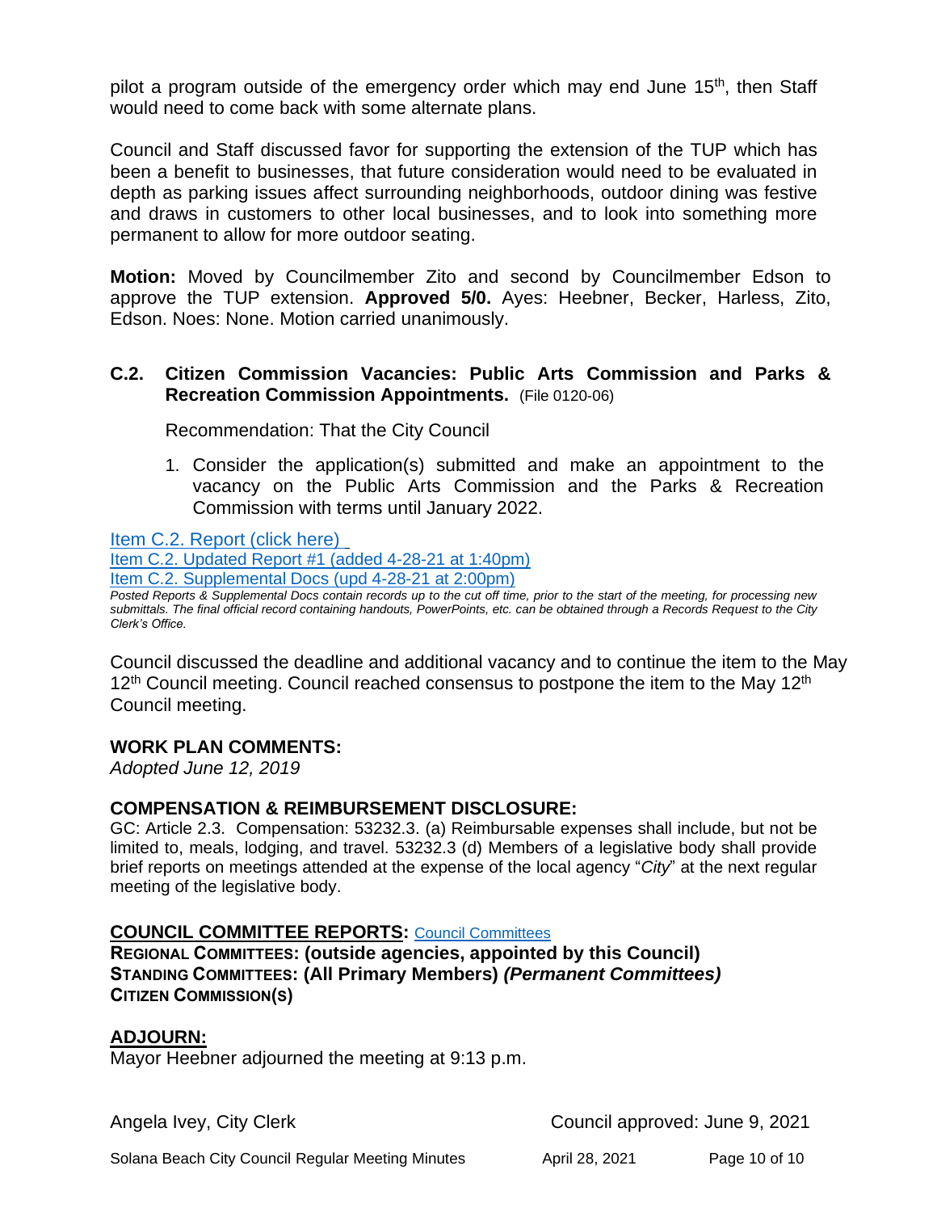pilot a program outside of the emergency order which may end June 15th, then Staff would need to come back with some alternate plans.

Council and Staff discussed favor for supporting the extension of the TUP which has been a benefit to businesses, that future consideration would need to be evaluated in depth as parking issues affect surrounding neighborhoods, outdoor dining was festive and draws in customers to other local businesses, and to look into something more permanent to allow for more outdoor seating.

**Motion:** Moved by Councilmember Zito and second by Councilmember Edson to approve the TUP extension. **Approved 5/0.** Ayes: Heebner, Becker, Harless, Zito, Edson. Noes: None. Motion carried unanimously.

### C.2. Citizen Commission Vacancies: Public Arts Commission and Parks & Recreation Commission Appointments. (File 0120-06)

Recommendation: That the City Council

1. Consider the application(s) submitted and make an appointment to the vacancy on the Public Arts Commission and the Parks & Recreation Commission with terms until January 2022.

Item C.2. Report (click here)
Item C.2. Updated Report #1 (added 4-28-21 at 1:40pm)
Item C.2. Supplemental Docs (upd 4-28-21 at 2:00pm)

*Posted Reports & Supplemental Docs contain records up to the cut off time, prior to the start of the meeting, for processing new submittals. The final official record containing handouts, PowerPoints, etc. can be obtained through a Records Request to the City Clerk's Office.*

Council discussed the deadline and additional vacancy and to continue the item to the May 12th Council meeting. Council reached consensus to postpone the item to the May 12th Council meeting.

## WORK PLAN COMMENTS:

*Adopted June 12, 2019*

## COMPENSATION & REIMBURSEMENT DISCLOSURE:

GC: Article 2.3. Compensation: 53232.3. (a) Reimbursable expenses shall include, but not be limited to, meals, lodging, and travel. 53232.3 (d) Members of a legislative body shall provide brief reports on meetings attended at the expense of the local agency "*City*" at the next regular meeting of the legislative body.

## COUNCIL COMMITTEE REPORTS: Council Committees

**REGIONAL COMMITTEES: (outside agencies, appointed by this Council)**
**STANDING COMMITTEES: (All Primary Members) *(Permanent Committees)***
**CITIZEN COMMISSION(S)**

## ADJOURN:

Mayor Heebner adjourned the meeting at 9:13 p.m.

Angela Ivey, City Clerk

Council approved: June 9, 2021